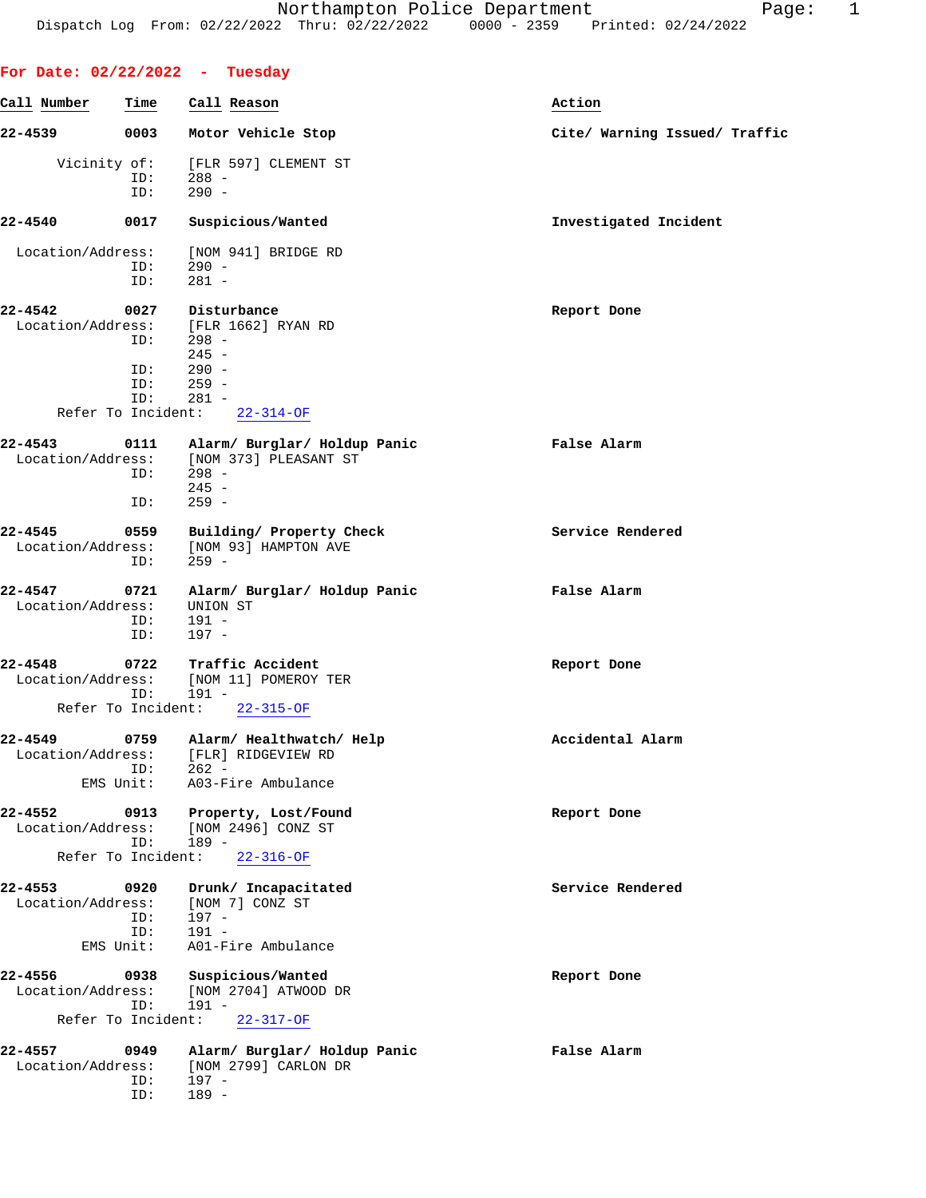Northampton Police Department

Dispatch Log From: 02/22/2022 Thru: 02/22/2022 0000 - 2359 Printed: 02/24/2022

## For Date: 02/22/2022 - Tuesday

| Call Number | Time | Call Reason | Action |
|---|---|---|---|

**22-4539** 0003 **Motor Vehicle Stop** — **Cite/ Warning Issued/ Traffic**

Vicinity of: [FLR 597] CLEMENT ST
ID: 288 -
ID: 290 -

**22-4540** 0017 **Suspicious/Wanted** — **Investigated Incident**

Location/Address: [NOM 941] BRIDGE RD
ID: 290 -
ID: 281 -

**22-4542** 0027 **Disturbance** — **Report Done**

Location/Address: [FLR 1662] RYAN RD
ID: 298 -
245 -
ID: 290 -
ID: 259 -
ID: 281 -
Refer To Incident: 22-314-OF

**22-4543** 0111 **Alarm/ Burglar/ Holdup Panic** — **False Alarm**

Location/Address: [NOM 373] PLEASANT ST
ID: 298 -
245 -
ID: 259 -

**22-4545** 0559 **Building/ Property Check** — **Service Rendered**

Location/Address: [NOM 93] HAMPTON AVE
ID: 259 -

**22-4547** 0721 **Alarm/ Burglar/ Holdup Panic** — **False Alarm**

Location/Address: UNION ST
ID: 191 -
ID: 197 -

**22-4548** 0722 **Traffic Accident** — **Report Done**

Location/Address: [NOM 11] POMEROY TER
ID: 191 -
Refer To Incident: 22-315-OF

**22-4549** 0759 **Alarm/ Healthwatch/ Help** — **Accidental Alarm**

Location/Address: [FLR] RIDGEVIEW RD
ID: 262 -
EMS Unit: A03-Fire Ambulance

**22-4552** 0913 **Property, Lost/Found** — **Report Done**

Location/Address: [NOM 2496] CONZ ST
ID: 189 -
Refer To Incident: 22-316-OF

**22-4553** 0920 **Drunk/ Incapacitated** — **Service Rendered**

Location/Address: [NOM 7] CONZ ST
ID: 197 -
ID: 191 -
EMS Unit: A01-Fire Ambulance

**22-4556** 0938 **Suspicious/Wanted** — **Report Done**

Location/Address: [NOM 2704] ATWOOD DR
ID: 191 -
Refer To Incident: 22-317-OF

**22-4557** 0949 **Alarm/ Burglar/ Holdup Panic** — **False Alarm**

Location/Address: [NOM 2799] CARLON DR
ID: 197 -
ID: 189 -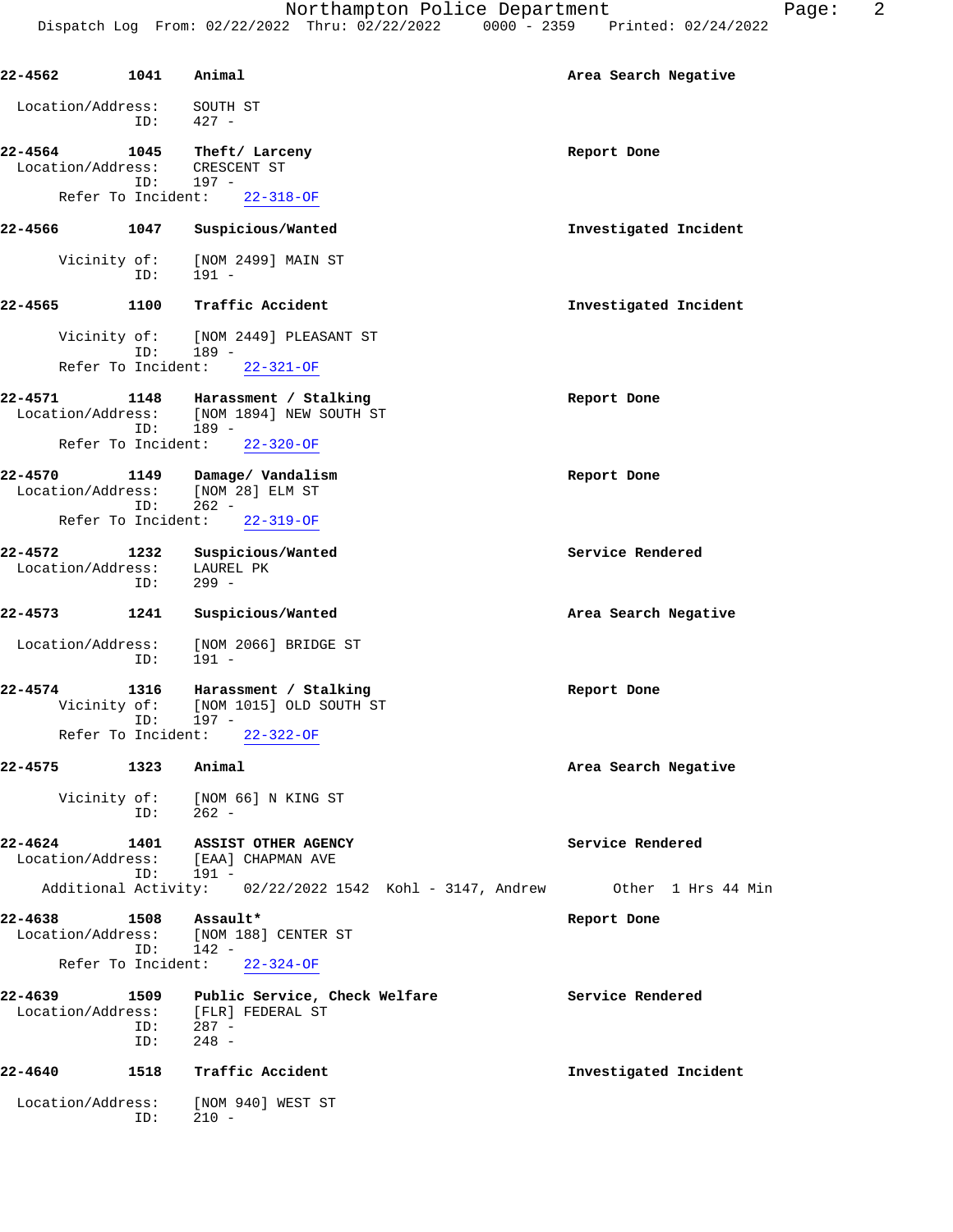**22-4562** 1041 **Animal** **Area Search Negative**

Location/Address: SOUTH ST
ID: 427 -

**22-4564** 1045 **Theft/ Larceny** **Report Done**

Location/Address: CRESCENT ST
ID: 197 -
Refer To Incident: 22-318-OF

**22-4566** 1047 **Suspicious/Wanted** **Investigated Incident**

Vicinity of: [NOM 2499] MAIN ST
ID: 191 -

**22-4565** 1100 **Traffic Accident** **Investigated Incident**

Vicinity of: [NOM 2449] PLEASANT ST
ID: 189 -
Refer To Incident: 22-321-OF

**22-4571** 1148 **Harassment / Stalking** **Report Done**

Location/Address: [NOM 1894] NEW SOUTH ST
ID: 189 -
Refer To Incident: 22-320-OF

**22-4570** 1149 **Damage/ Vandalism** **Report Done**

Location/Address: [NOM 28] ELM ST
ID: 262 -
Refer To Incident: 22-319-OF

**22-4572** 1232 **Suspicious/Wanted** **Service Rendered**

Location/Address: LAUREL PK
ID: 299 -

**22-4573** 1241 **Suspicious/Wanted** **Area Search Negative**

Location/Address: [NOM 2066] BRIDGE ST
ID: 191 -

**22-4574** 1316 **Harassment / Stalking** **Report Done**

Vicinity of: [NOM 1015] OLD SOUTH ST
ID: 197 -
Refer To Incident: 22-322-OF

**22-4575** 1323 **Animal** **Area Search Negative**

Vicinity of: [NOM 66] N KING ST
ID: 262 -

**22-4624** 1401 **ASSIST OTHER AGENCY** **Service Rendered**

Location/Address: [EAA] CHAPMAN AVE
ID: 191 -
Additional Activity: 02/22/2022 1542 Kohl - 3147, Andrew Other 1 Hrs 44 Min

**22-4638** 1508 **Assault*** **Report Done**

Location/Address: [NOM 188] CENTER ST
ID: 142 -
Refer To Incident: 22-324-OF

**22-4639** 1509 **Public Service, Check Welfare** **Service Rendered**

Location/Address: [FLR] FEDERAL ST
ID: 287 -
ID: 248 -

**22-4640** 1518 **Traffic Accident** **Investigated Incident**

Location/Address: [NOM 940] WEST ST
ID: 210 -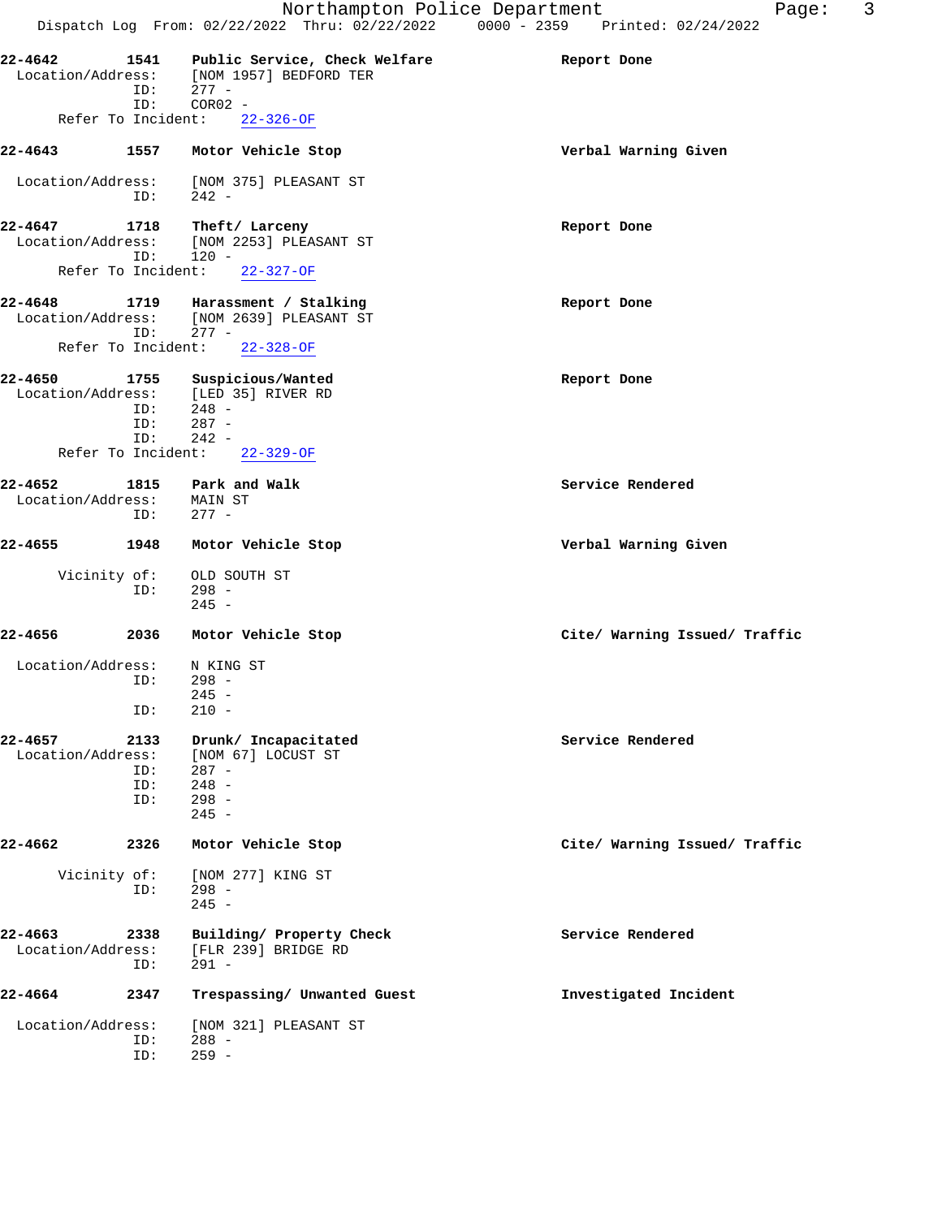22-4642 1541 **Public Service, Check Welfare** **Report Done**
Location/Address: [NOM 1957] BEDFORD TER
ID: 277 -
ID: COR02 -
Refer To Incident: 22-326-OF

22-4643 1557 **Motor Vehicle Stop** **Verbal Warning Given**
Location/Address: [NOM 375] PLEASANT ST
ID: 242 -

22-4647 1718 **Theft/ Larceny** **Report Done**
Location/Address: [NOM 2253] PLEASANT ST
ID: 120 -
Refer To Incident: 22-327-OF

22-4648 1719 **Harassment / Stalking** **Report Done**
Location/Address: [NOM 2639] PLEASANT ST
ID: 277 -
Refer To Incident: 22-328-OF

22-4650 1755 **Suspicious/Wanted** **Report Done**
Location/Address: [LED 35] RIVER RD
ID: 248 -
ID: 287 -
ID: 242 -
Refer To Incident: 22-329-OF

22-4652 1815 **Park and Walk** **Service Rendered**
Location/Address: MAIN ST
ID: 277 -

22-4655 1948 **Motor Vehicle Stop** **Verbal Warning Given**
Vicinity of: OLD SOUTH ST
ID: 298 -
245 -

22-4656 2036 **Motor Vehicle Stop** **Cite/ Warning Issued/ Traffic**
Location/Address: N KING ST
ID: 298 -
245 -
ID: 210 -

22-4657 2133 **Drunk/ Incapacitated** **Service Rendered**
Location/Address: [NOM 67] LOCUST ST
ID: 287 -
ID: 248 -
ID: 298 -
245 -

22-4662 2326 **Motor Vehicle Stop** **Cite/ Warning Issued/ Traffic**
Vicinity of: [NOM 277] KING ST
ID: 298 -
245 -

22-4663 2338 **Building/ Property Check** **Service Rendered**
Location/Address: [FLR 239] BRIDGE RD
ID: 291 -

22-4664 2347 **Trespassing/ Unwanted Guest** **Investigated Incident**
Location/Address: [NOM 321] PLEASANT ST
ID: 288 -
ID: 259 -